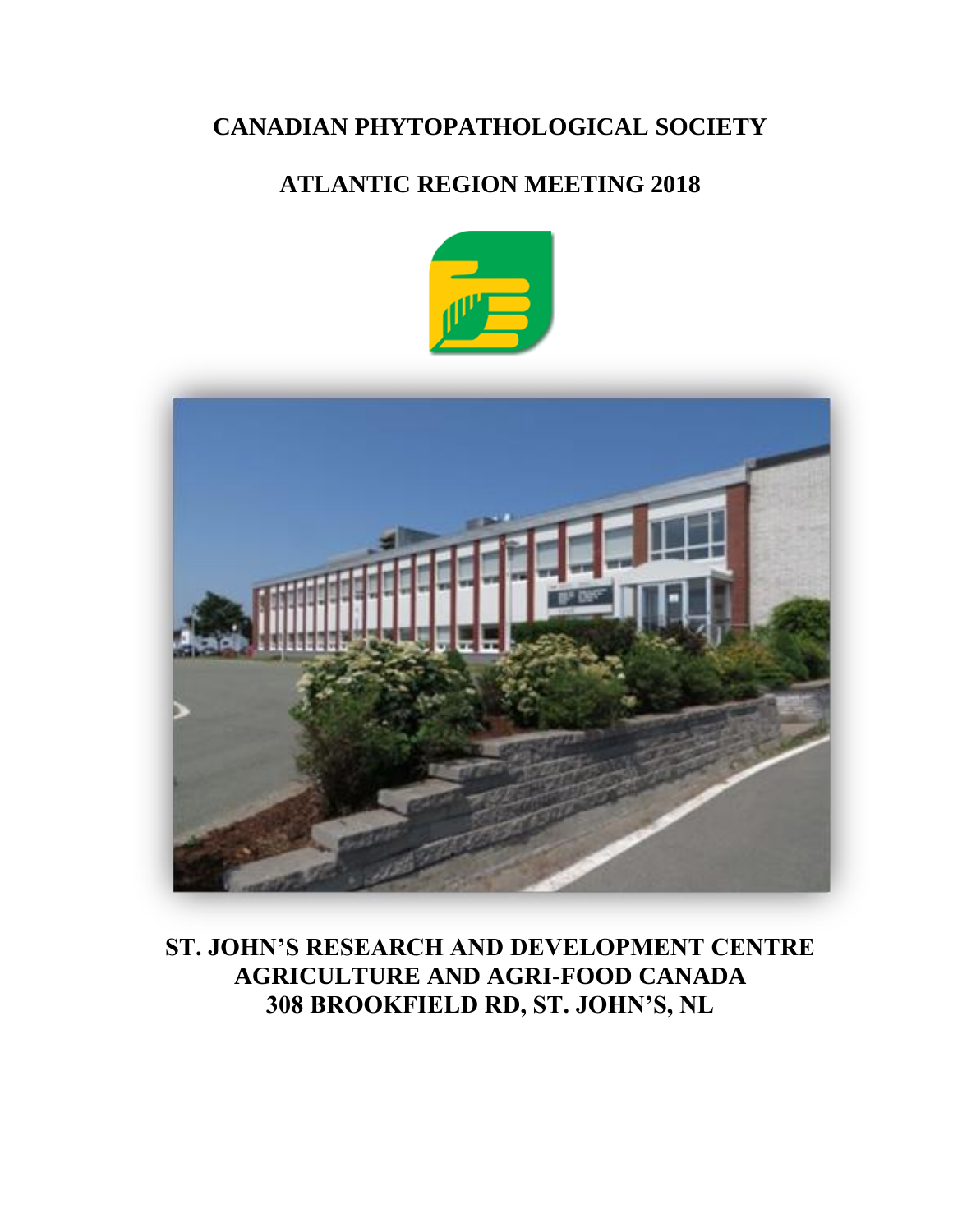# CANADIAN PHYTOPATHOLOGICAL SOCIETY

## ATLANTIC REGION MEETING 2018

**ST. JOHN'S RESEARCH AND DEVELOPMENT CENTRE**
**AGRICULTURE AND AGRI-FOOD CANADA**
**308 BROOKFIELD RD, ST. JOHN'S, NL**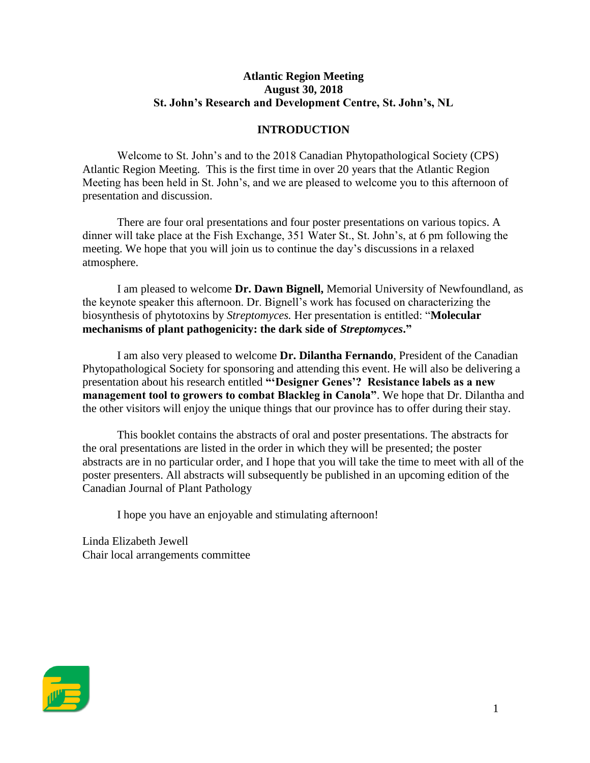**Atlantic Region Meeting**
**August 30, 2018**
**St. John's Research and Development Centre, St. John's, NL**

## INTRODUCTION

Welcome to St. John's and to the 2018 Canadian Phytopathological Society (CPS) Atlantic Region Meeting. This is the first time in over 20 years that the Atlantic Region Meeting has been held in St. John's, and we are pleased to welcome you to this afternoon of presentation and discussion.

There are four oral presentations and four poster presentations on various topics. A dinner will take place at the Fish Exchange, 351 Water St., St. John's, at 6 pm following the meeting. We hope that you will join us to continue the day's discussions in a relaxed atmosphere.

I am pleased to welcome **Dr. Dawn Bignell,** Memorial University of Newfoundland, as the keynote speaker this afternoon. Dr. Bignell's work has focused on characterizing the biosynthesis of phytotoxins by *Streptomyces.* Her presentation is entitled: "**Molecular mechanisms of plant pathogenicity: the dark side of *Streptomyces*.**"

I am also very pleased to welcome **Dr. Dilantha Fernando**, President of the Canadian Phytopathological Society for sponsoring and attending this event. He will also be delivering a presentation about his research entitled **"'Designer Genes'? Resistance labels as a new management tool to growers to combat Blackleg in Canola"**. We hope that Dr. Dilantha and the other visitors will enjoy the unique things that our province has to offer during their stay.

This booklet contains the abstracts of oral and poster presentations. The abstracts for the oral presentations are listed in the order in which they will be presented; the poster abstracts are in no particular order, and I hope that you will take the time to meet with all of the poster presenters. All abstracts will subsequently be published in an upcoming edition of the Canadian Journal of Plant Pathology

I hope you have an enjoyable and stimulating afternoon!

Linda Elizabeth Jewell
Chair local arrangements committee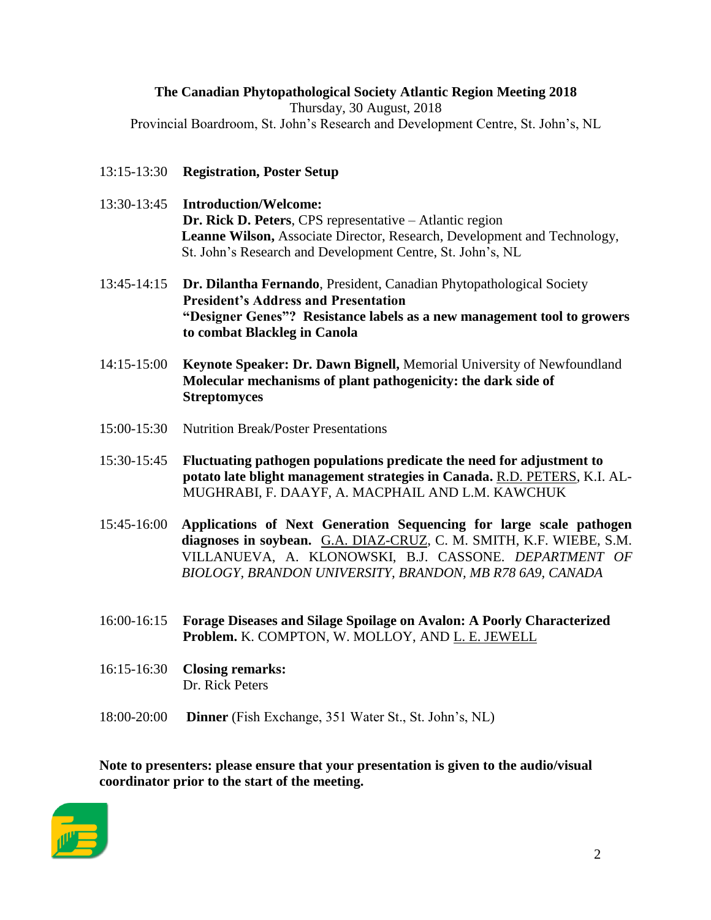**The Canadian Phytopathological Society Atlantic Region Meeting 2018**

Thursday, 30 August, 2018

Provincial Boardroom, St. John's Research and Development Centre, St. John's, NL

13:15-13:30 **Registration, Poster Setup**

13:30-13:45 **Introduction/Welcome:**
**Dr. Rick D. Peters**, CPS representative – Atlantic region
**Leanne Wilson,** Associate Director, Research, Development and Technology, St. John's Research and Development Centre, St. John's, NL

13:45-14:15 **Dr. Dilantha Fernando**, President, Canadian Phytopathological Society
**President's Address and Presentation**
**"Designer Genes"? Resistance labels as a new management tool to growers to combat Blackleg in Canola**

14:15-15:00 **Keynote Speaker: Dr. Dawn Bignell,** Memorial University of Newfoundland
**Molecular mechanisms of plant pathogenicity: the dark side of Streptomyces**

15:00-15:30 Nutrition Break/Poster Presentations

15:30-15:45 **Fluctuating pathogen populations predicate the need for adjustment to potato late blight management strategies in Canada.** R.D. PETERS, K.I. AL-MUGHRABI, F. DAAYF, A. MACPHAIL AND L.M. KAWCHUK

15:45-16:00 **Applications of Next Generation Sequencing for large scale pathogen diagnoses in soybean.** G.A. DIAZ-CRUZ, C. M. SMITH, K.F. WIEBE, S.M. VILLANUEVA, A. KLONOWSKI, B.J. CASSONE. *DEPARTMENT OF BIOLOGY, BRANDON UNIVERSITY, BRANDON, MB R78 6A9, CANADA*

16:00-16:15 **Forage Diseases and Silage Spoilage on Avalon: A Poorly Characterized Problem.** K. COMPTON, W. MOLLOY, AND L. E. JEWELL

16:15-16:30 **Closing remarks:**
Dr. Rick Peters

18:00-20:00 **Dinner** (Fish Exchange, 351 Water St., St. John's, NL)

**Note to presenters: please ensure that your presentation is given to the audio/visual coordinator prior to the start of the meeting.**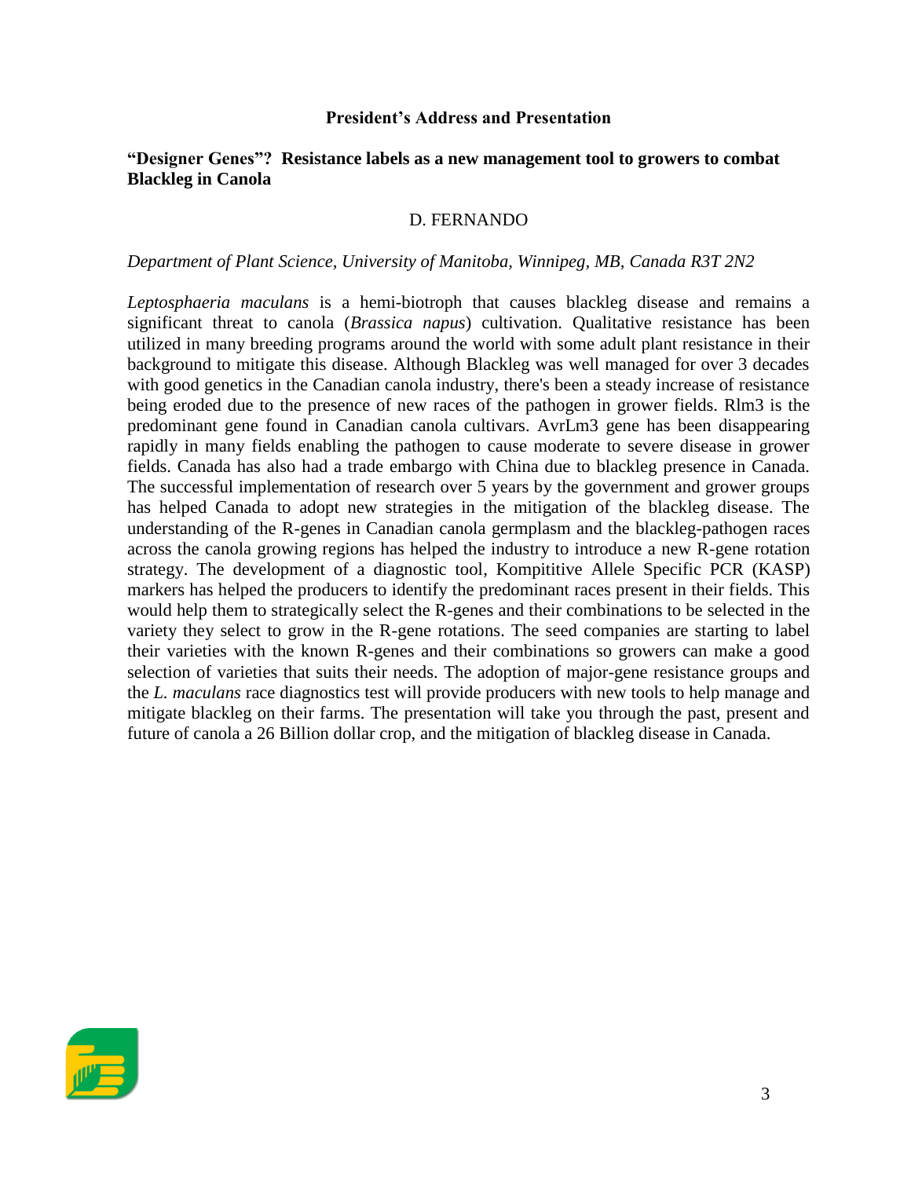## President's Address and Presentation

### "Designer Genes"? Resistance labels as a new management tool to growers to combat Blackleg in Canola

D. FERNANDO

*Department of Plant Science, University of Manitoba, Winnipeg, MB, Canada R3T 2N2*

*Leptosphaeria maculans* is a hemi-biotroph that causes blackleg disease and remains a significant threat to canola (*Brassica napus*) cultivation. Qualitative resistance has been utilized in many breeding programs around the world with some adult plant resistance in their background to mitigate this disease. Although Blackleg was well managed for over 3 decades with good genetics in the Canadian canola industry, there's been a steady increase of resistance being eroded due to the presence of new races of the pathogen in grower fields. Rlm3 is the predominant gene found in Canadian canola cultivars. AvrLm3 gene has been disappearing rapidly in many fields enabling the pathogen to cause moderate to severe disease in grower fields. Canada has also had a trade embargo with China due to blackleg presence in Canada. The successful implementation of research over 5 years by the government and grower groups has helped Canada to adopt new strategies in the mitigation of the blackleg disease. The understanding of the R-genes in Canadian canola germplasm and the blackleg-pathogen races across the canola growing regions has helped the industry to introduce a new R-gene rotation strategy. The development of a diagnostic tool, Kompititive Allele Specific PCR (KASP) markers has helped the producers to identify the predominant races present in their fields. This would help them to strategically select the R-genes and their combinations to be selected in the variety they select to grow in the R-gene rotations. The seed companies are starting to label their varieties with the known R-genes and their combinations so growers can make a good selection of varieties that suits their needs. The adoption of major-gene resistance groups and the *L. maculans* race diagnostics test will provide producers with new tools to help manage and mitigate blackleg on their farms. The presentation will take you through the past, present and future of canola a 26 Billion dollar crop, and the mitigation of blackleg disease in Canada.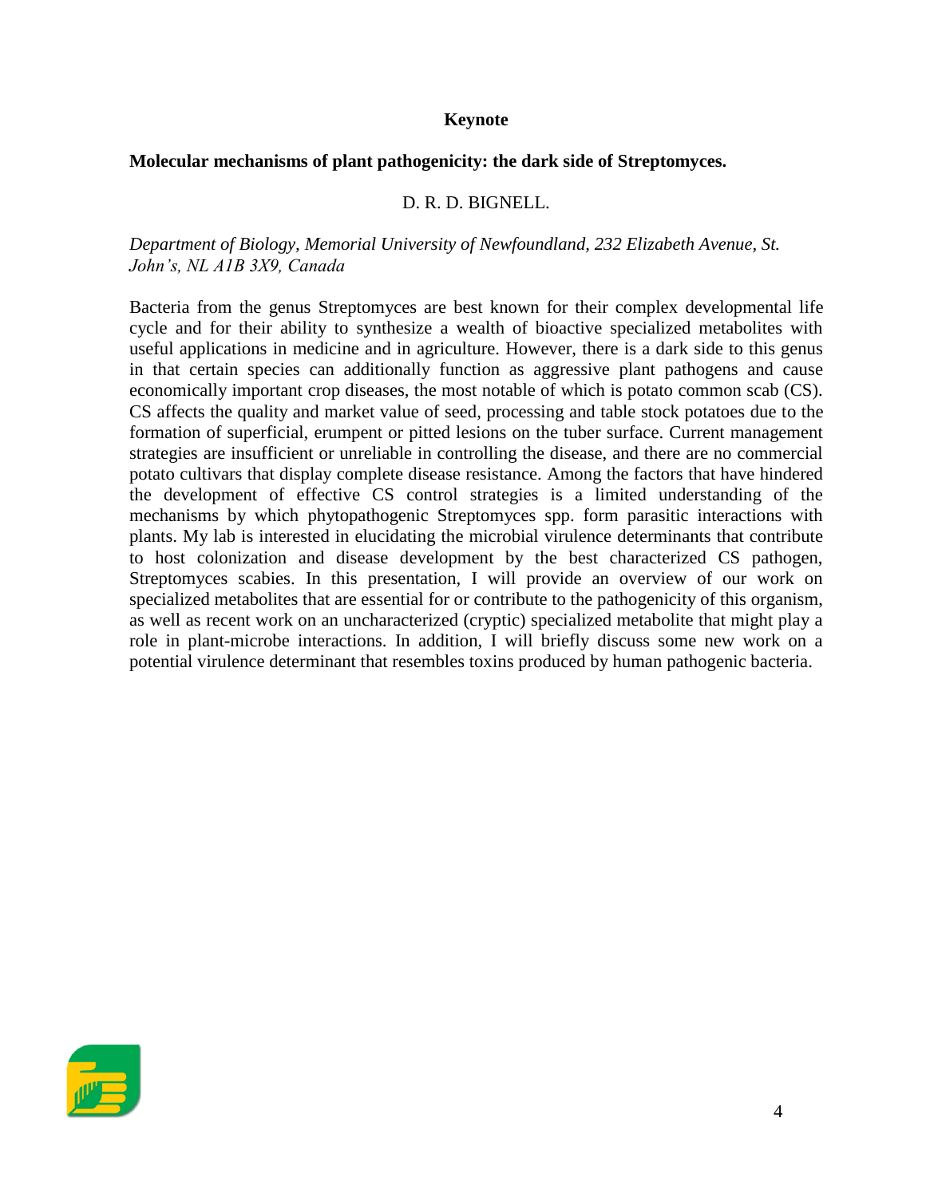**Keynote**

**Molecular mechanisms of plant pathogenicity: the dark side of Streptomyces.**

D. R. D. BIGNELL.

*Department of Biology, Memorial University of Newfoundland, 232 Elizabeth Avenue, St. John's, NL A1B 3X9, Canada*

Bacteria from the genus Streptomyces are best known for their complex developmental life cycle and for their ability to synthesize a wealth of bioactive specialized metabolites with useful applications in medicine and in agriculture. However, there is a dark side to this genus in that certain species can additionally function as aggressive plant pathogens and cause economically important crop diseases, the most notable of which is potato common scab (CS). CS affects the quality and market value of seed, processing and table stock potatoes due to the formation of superficial, erumpent or pitted lesions on the tuber surface. Current management strategies are insufficient or unreliable in controlling the disease, and there are no commercial potato cultivars that display complete disease resistance. Among the factors that have hindered the development of effective CS control strategies is a limited understanding of the mechanisms by which phytopathogenic Streptomyces spp. form parasitic interactions with plants. My lab is interested in elucidating the microbial virulence determinants that contribute to host colonization and disease development by the best characterized CS pathogen, Streptomyces scabies. In this presentation, I will provide an overview of our work on specialized metabolites that are essential for or contribute to the pathogenicity of this organism, as well as recent work on an uncharacterized (cryptic) specialized metabolite that might play a role in plant-microbe interactions. In addition, I will briefly discuss some new work on a potential virulence determinant that resembles toxins produced by human pathogenic bacteria.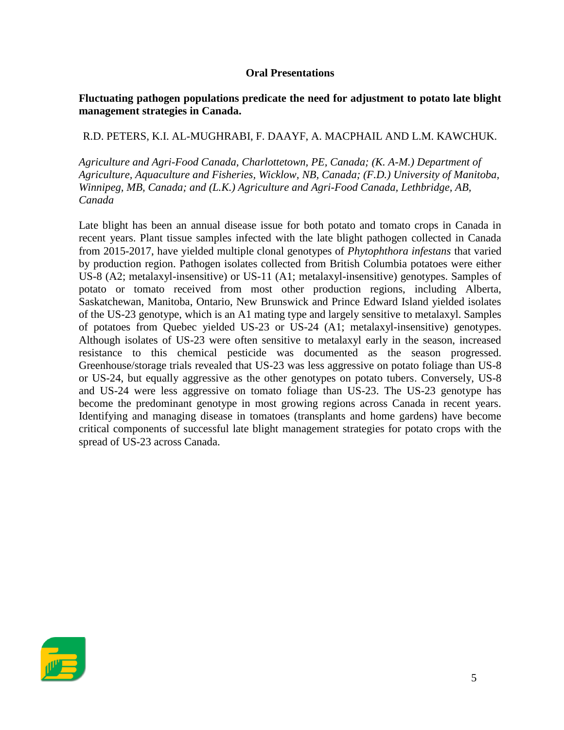## Oral Presentations

### Fluctuating pathogen populations predicate the need for adjustment to potato late blight management strategies in Canada.

R.D. PETERS, K.I. AL-MUGHRABI, F. DAAYF, A. MACPHAIL AND L.M. KAWCHUK.

*Agriculture and Agri-Food Canada, Charlottetown, PE, Canada; (K. A-M.) Department of Agriculture, Aquaculture and Fisheries, Wicklow, NB, Canada; (F.D.) University of Manitoba, Winnipeg, MB, Canada; and (L.K.) Agriculture and Agri-Food Canada, Lethbridge, AB, Canada*

Late blight has been an annual disease issue for both potato and tomato crops in Canada in recent years. Plant tissue samples infected with the late blight pathogen collected in Canada from 2015-2017, have yielded multiple clonal genotypes of *Phytophthora infestans* that varied by production region. Pathogen isolates collected from British Columbia potatoes were either US-8 (A2; metalaxyl-insensitive) or US-11 (A1; metalaxyl-insensitive) genotypes. Samples of potato or tomato received from most other production regions, including Alberta, Saskatchewan, Manitoba, Ontario, New Brunswick and Prince Edward Island yielded isolates of the US-23 genotype, which is an A1 mating type and largely sensitive to metalaxyl. Samples of potatoes from Quebec yielded US-23 or US-24 (A1; metalaxyl-insensitive) genotypes. Although isolates of US-23 were often sensitive to metalaxyl early in the season, increased resistance to this chemical pesticide was documented as the season progressed. Greenhouse/storage trials revealed that US-23 was less aggressive on potato foliage than US-8 or US-24, but equally aggressive as the other genotypes on potato tubers. Conversely, US-8 and US-24 were less aggressive on tomato foliage than US-23. The US-23 genotype has become the predominant genotype in most growing regions across Canada in recent years. Identifying and managing disease in tomatoes (transplants and home gardens) have become critical components of successful late blight management strategies for potato crops with the spread of US-23 across Canada.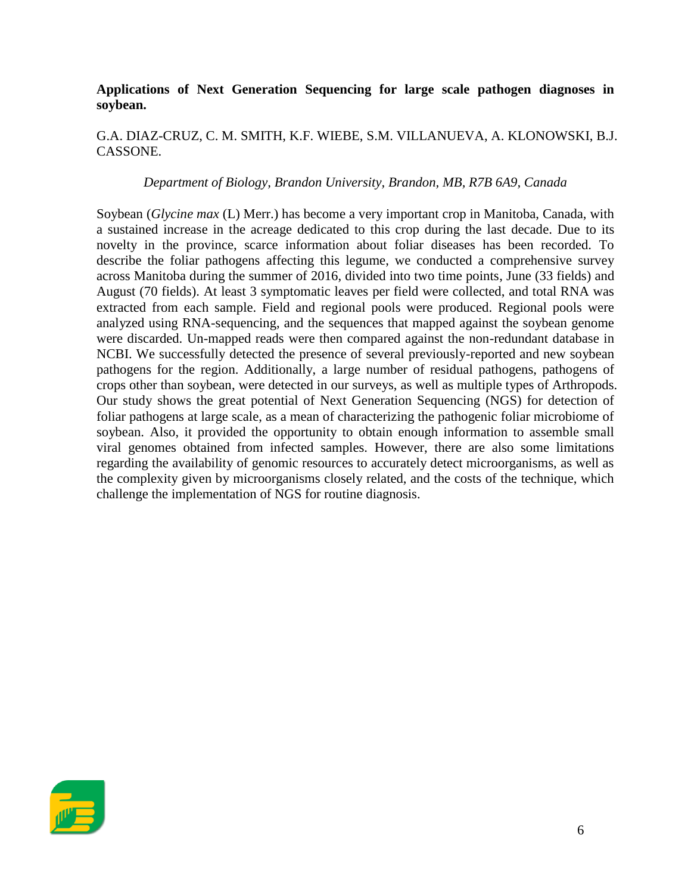**Applications of Next Generation Sequencing for large scale pathogen diagnoses in soybean.**

G.A. DIAZ-CRUZ, C. M. SMITH, K.F. WIEBE, S.M. VILLANUEVA, A. KLONOWSKI, B.J. CASSONE.

*Department of Biology, Brandon University, Brandon, MB, R7B 6A9, Canada*

Soybean (*Glycine max* (L) Merr.) has become a very important crop in Manitoba, Canada, with a sustained increase in the acreage dedicated to this crop during the last decade. Due to its novelty in the province, scarce information about foliar diseases has been recorded. To describe the foliar pathogens affecting this legume, we conducted a comprehensive survey across Manitoba during the summer of 2016, divided into two time points, June (33 fields) and August (70 fields). At least 3 symptomatic leaves per field were collected, and total RNA was extracted from each sample. Field and regional pools were produced. Regional pools were analyzed using RNA-sequencing, and the sequences that mapped against the soybean genome were discarded. Un-mapped reads were then compared against the non-redundant database in NCBI. We successfully detected the presence of several previously-reported and new soybean pathogens for the region. Additionally, a large number of residual pathogens, pathogens of crops other than soybean, were detected in our surveys, as well as multiple types of Arthropods. Our study shows the great potential of Next Generation Sequencing (NGS) for detection of foliar pathogens at large scale, as a mean of characterizing the pathogenic foliar microbiome of soybean. Also, it provided the opportunity to obtain enough information to assemble small viral genomes obtained from infected samples. However, there are also some limitations regarding the availability of genomic resources to accurately detect microorganisms, as well as the complexity given by microorganisms closely related, and the costs of the technique, which challenge the implementation of NGS for routine diagnosis.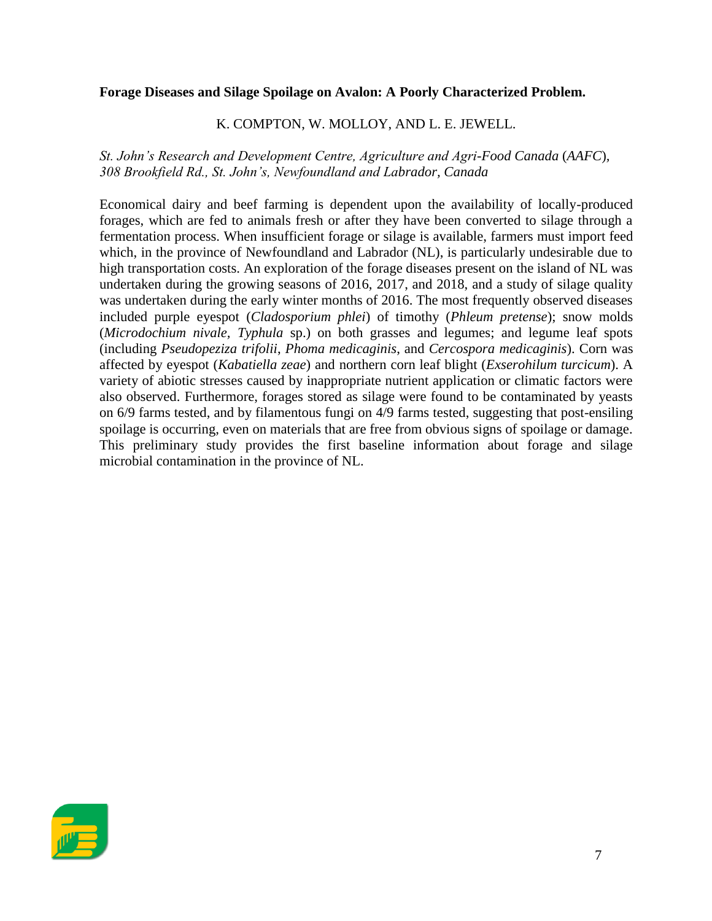**Forage Diseases and Silage Spoilage on Avalon: A Poorly Characterized Problem.**

K. COMPTON, W. MOLLOY, AND L. E. JEWELL.

*St. John's Research and Development Centre, Agriculture and Agri-Food Canada (AAFC), 308 Brookfield Rd., St. John's, Newfoundland and Labrador, Canada*

Economical dairy and beef farming is dependent upon the availability of locally-produced forages, which are fed to animals fresh or after they have been converted to silage through a fermentation process. When insufficient forage or silage is available, farmers must import feed which, in the province of Newfoundland and Labrador (NL), is particularly undesirable due to high transportation costs. An exploration of the forage diseases present on the island of NL was undertaken during the growing seasons of 2016, 2017, and 2018, and a study of silage quality was undertaken during the early winter months of 2016. The most frequently observed diseases included purple eyespot (*Cladosporium phlei*) of timothy (*Phleum pretense*); snow molds (*Microdochium nivale, Typhula* sp.) on both grasses and legumes; and legume leaf spots (including *Pseudopeziza trifolii*, *Phoma medicaginis*, and *Cercospora medicaginis*). Corn was affected by eyespot (*Kabatiella zeae*) and northern corn leaf blight (*Exserohilum turcicum*). A variety of abiotic stresses caused by inappropriate nutrient application or climatic factors were also observed. Furthermore, forages stored as silage were found to be contaminated by yeasts on 6/9 farms tested, and by filamentous fungi on 4/9 farms tested, suggesting that post-ensiling spoilage is occurring, even on materials that are free from obvious signs of spoilage or damage. This preliminary study provides the first baseline information about forage and silage microbial contamination in the province of NL.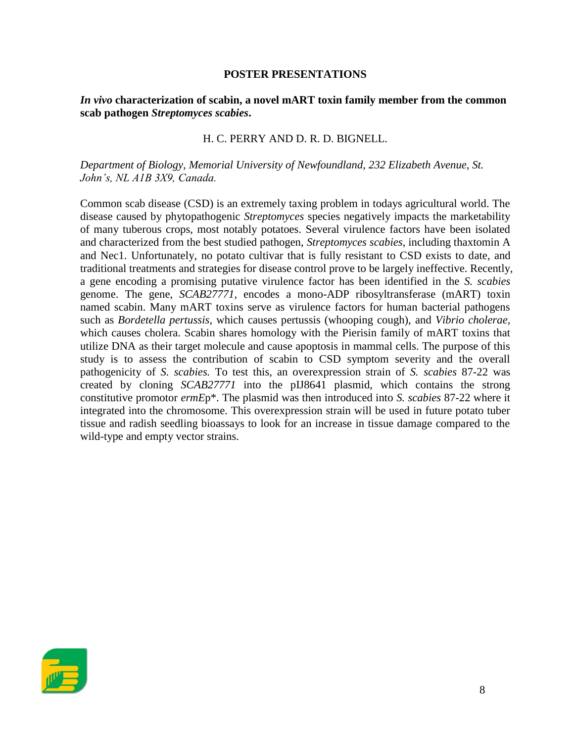## POSTER PRESENTATIONS

### *In vivo* characterization of scabin, a novel mART toxin family member from the common scab pathogen *Streptomyces scabies*.

H. C. PERRY AND D. R. D. BIGNELL.

*Department of Biology, Memorial University of Newfoundland, 232 Elizabeth Avenue, St. John's, NL A1B 3X9, Canada.*

Common scab disease (CSD) is an extremely taxing problem in todays agricultural world. The disease caused by phytopathogenic *Streptomyces* species negatively impacts the marketability of many tuberous crops, most notably potatoes. Several virulence factors have been isolated and characterized from the best studied pathogen, *Streptomyces scabies*, including thaxtomin A and Nec1. Unfortunately, no potato cultivar that is fully resistant to CSD exists to date, and traditional treatments and strategies for disease control prove to be largely ineffective. Recently, a gene encoding a promising putative virulence factor has been identified in the *S. scabies* genome. The gene, *SCAB27771*, encodes a mono-ADP ribosyltransferase (mART) toxin named scabin. Many mART toxins serve as virulence factors for human bacterial pathogens such as *Bordetella pertussis*, which causes pertussis (whooping cough), and *Vibrio cholerae*, which causes cholera. Scabin shares homology with the Pierisin family of mART toxins that utilize DNA as their target molecule and cause apoptosis in mammal cells. The purpose of this study is to assess the contribution of scabin to CSD symptom severity and the overall pathogenicity of *S. scabies.* To test this, an overexpression strain of *S. scabies* 87-22 was created by cloning *SCAB27771* into the pIJ8641 plasmid, which contains the strong constitutive promotor *ermE*p*. The plasmid was then introduced into *S. scabies* 87-22 where it integrated into the chromosome. This overexpression strain will be used in future potato tuber tissue and radish seedling bioassays to look for an increase in tissue damage compared to the wild-type and empty vector strains.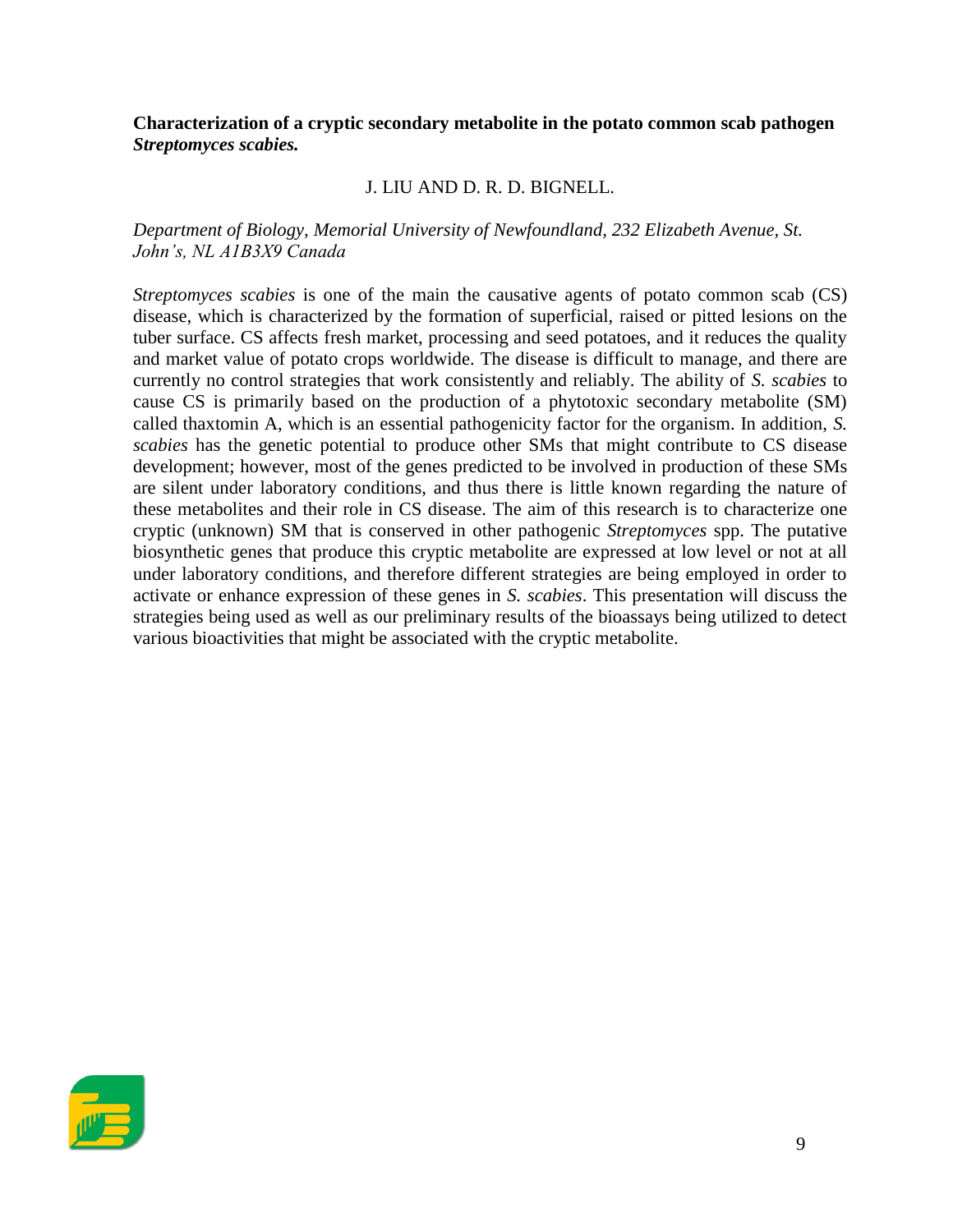**Characterization of a cryptic secondary metabolite in the potato common scab pathogen *Streptomyces scabies.***

J. LIU AND D. R. D. BIGNELL.

*Department of Biology, Memorial University of Newfoundland, 232 Elizabeth Avenue, St. John's, NL A1B3X9 Canada*

*Streptomyces scabies* is one of the main the causative agents of potato common scab (CS) disease, which is characterized by the formation of superficial, raised or pitted lesions on the tuber surface. CS affects fresh market, processing and seed potatoes, and it reduces the quality and market value of potato crops worldwide. The disease is difficult to manage, and there are currently no control strategies that work consistently and reliably. The ability of *S. scabies* to cause CS is primarily based on the production of a phytotoxic secondary metabolite (SM) called thaxtomin A, which is an essential pathogenicity factor for the organism. In addition, *S. scabies* has the genetic potential to produce other SMs that might contribute to CS disease development; however, most of the genes predicted to be involved in production of these SMs are silent under laboratory conditions, and thus there is little known regarding the nature of these metabolites and their role in CS disease. The aim of this research is to characterize one cryptic (unknown) SM that is conserved in other pathogenic *Streptomyces* spp. The putative biosynthetic genes that produce this cryptic metabolite are expressed at low level or not at all under laboratory conditions, and therefore different strategies are being employed in order to activate or enhance expression of these genes in *S. scabies*. This presentation will discuss the strategies being used as well as our preliminary results of the bioassays being utilized to detect various bioactivities that might be associated with the cryptic metabolite.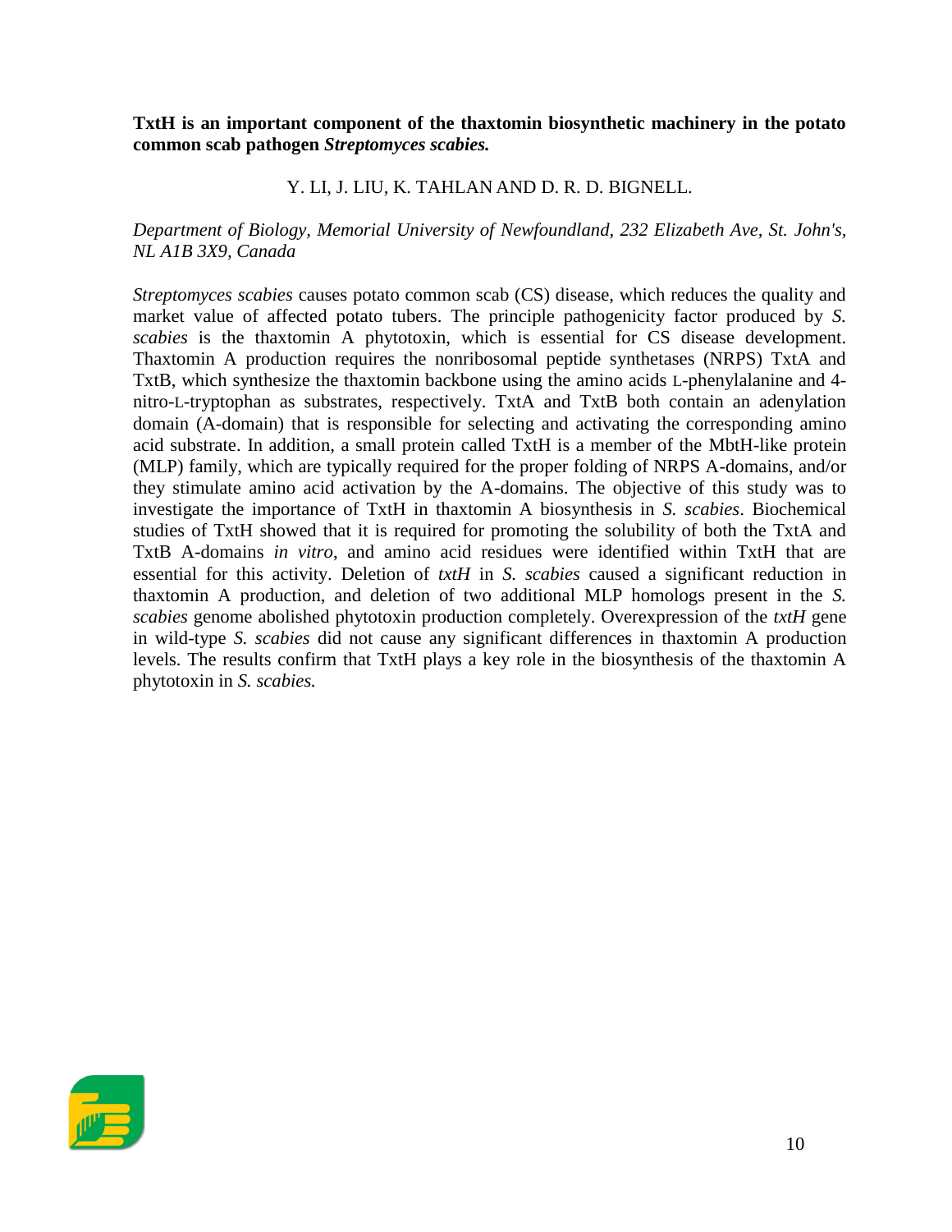**TxtH is an important component of the thaxtomin biosynthetic machinery in the potato common scab pathogen *Streptomyces scabies.***

Y. LI, J. LIU, K. TAHLAN AND D. R. D. BIGNELL.

*Department of Biology, Memorial University of Newfoundland, 232 Elizabeth Ave, St. John's, NL A1B 3X9, Canada*

*Streptomyces scabies* causes potato common scab (CS) disease, which reduces the quality and market value of affected potato tubers. The principle pathogenicity factor produced by *S. scabies* is the thaxtomin A phytotoxin, which is essential for CS disease development. Thaxtomin A production requires the nonribosomal peptide synthetases (NRPS) TxtA and TxtB, which synthesize the thaxtomin backbone using the amino acids L-phenylalanine and 4-nitro-L-tryptophan as substrates, respectively. TxtA and TxtB both contain an adenylation domain (A-domain) that is responsible for selecting and activating the corresponding amino acid substrate. In addition, a small protein called TxtH is a member of the MbtH-like protein (MLP) family, which are typically required for the proper folding of NRPS A-domains, and/or they stimulate amino acid activation by the A-domains. The objective of this study was to investigate the importance of TxtH in thaxtomin A biosynthesis in *S. scabies*. Biochemical studies of TxtH showed that it is required for promoting the solubility of both the TxtA and TxtB A-domains *in vitro*, and amino acid residues were identified within TxtH that are essential for this activity. Deletion of *txtH* in *S. scabies* caused a significant reduction in thaxtomin A production, and deletion of two additional MLP homologs present in the *S. scabies* genome abolished phytotoxin production completely. Overexpression of the *txtH* gene in wild-type *S. scabies* did not cause any significant differences in thaxtomin A production levels. The results confirm that TxtH plays a key role in the biosynthesis of the thaxtomin A phytotoxin in *S. scabies.*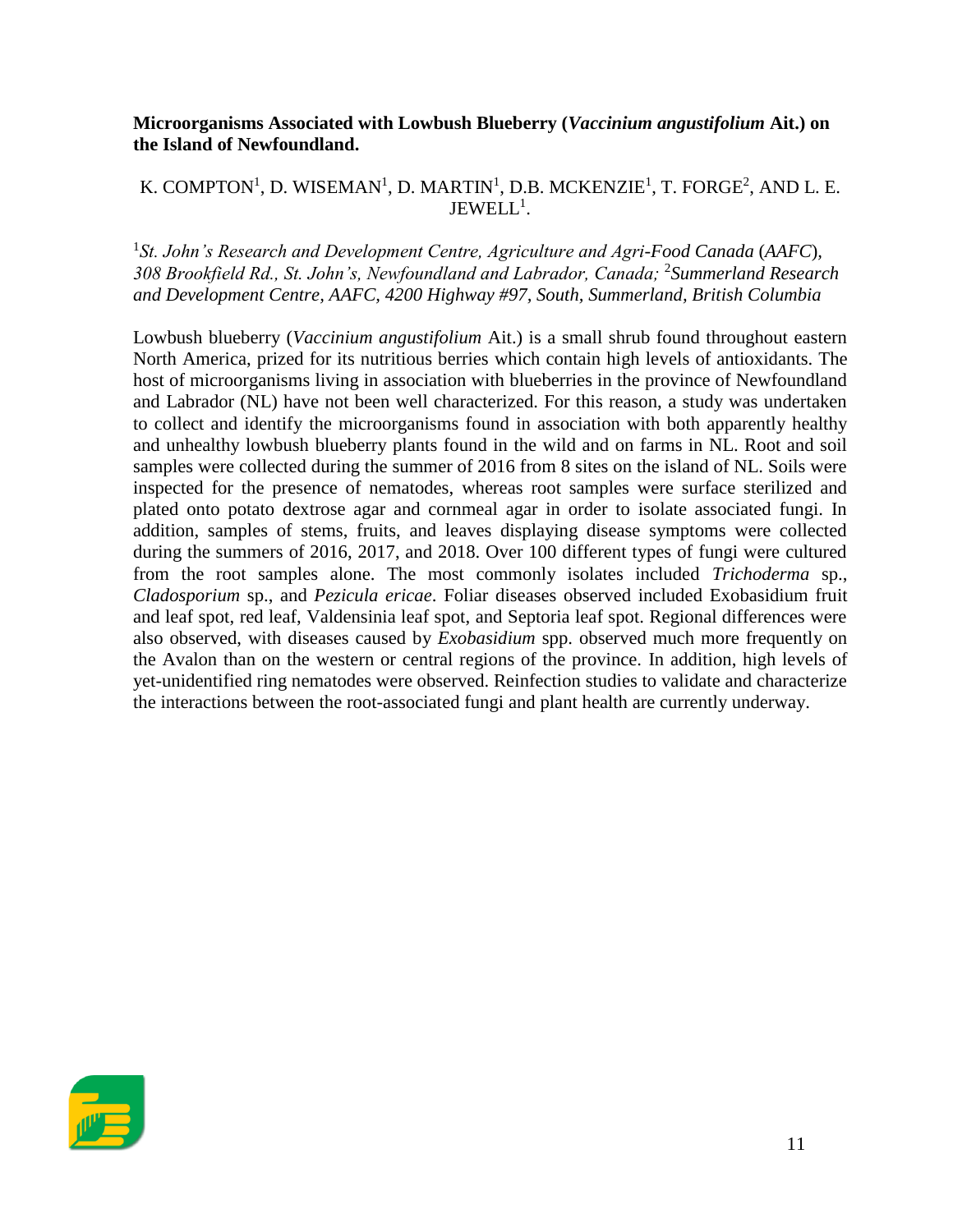**Microorganisms Associated with Lowbush Blueberry (*Vaccinium angustifolium* Ait.) on the Island of Newfoundland.**

K. COMPTON[1], D. WISEMAN[1], D. MARTIN[1], D.B. MCKENZIE[1], T. FORGE[2], AND L. E. JEWELL[1].

[1]*St. John's Research and Development Centre, Agriculture and Agri-Food Canada (AAFC), 308 Brookfield Rd., St. John's, Newfoundland and Labrador, Canada;* [2]*Summerland Research and Development Centre, AAFC, 4200 Highway #97, South, Summerland, British Columbia*

Lowbush blueberry (*Vaccinium angustifolium* Ait.) is a small shrub found throughout eastern North America, prized for its nutritious berries which contain high levels of antioxidants. The host of microorganisms living in association with blueberries in the province of Newfoundland and Labrador (NL) have not been well characterized. For this reason, a study was undertaken to collect and identify the microorganisms found in association with both apparently healthy and unhealthy lowbush blueberry plants found in the wild and on farms in NL. Root and soil samples were collected during the summer of 2016 from 8 sites on the island of NL. Soils were inspected for the presence of nematodes, whereas root samples were surface sterilized and plated onto potato dextrose agar and cornmeal agar in order to isolate associated fungi. In addition, samples of stems, fruits, and leaves displaying disease symptoms were collected during the summers of 2016, 2017, and 2018. Over 100 different types of fungi were cultured from the root samples alone. The most commonly isolates included *Trichoderma* sp., *Cladosporium* sp., and *Pezicula ericae*. Foliar diseases observed included Exobasidium fruit and leaf spot, red leaf, Valdensinia leaf spot, and Septoria leaf spot. Regional differences were also observed, with diseases caused by *Exobasidium* spp. observed much more frequently on the Avalon than on the western or central regions of the province. In addition, high levels of yet-unidentified ring nematodes were observed. Reinfection studies to validate and characterize the interactions between the root-associated fungi and plant health are currently underway.